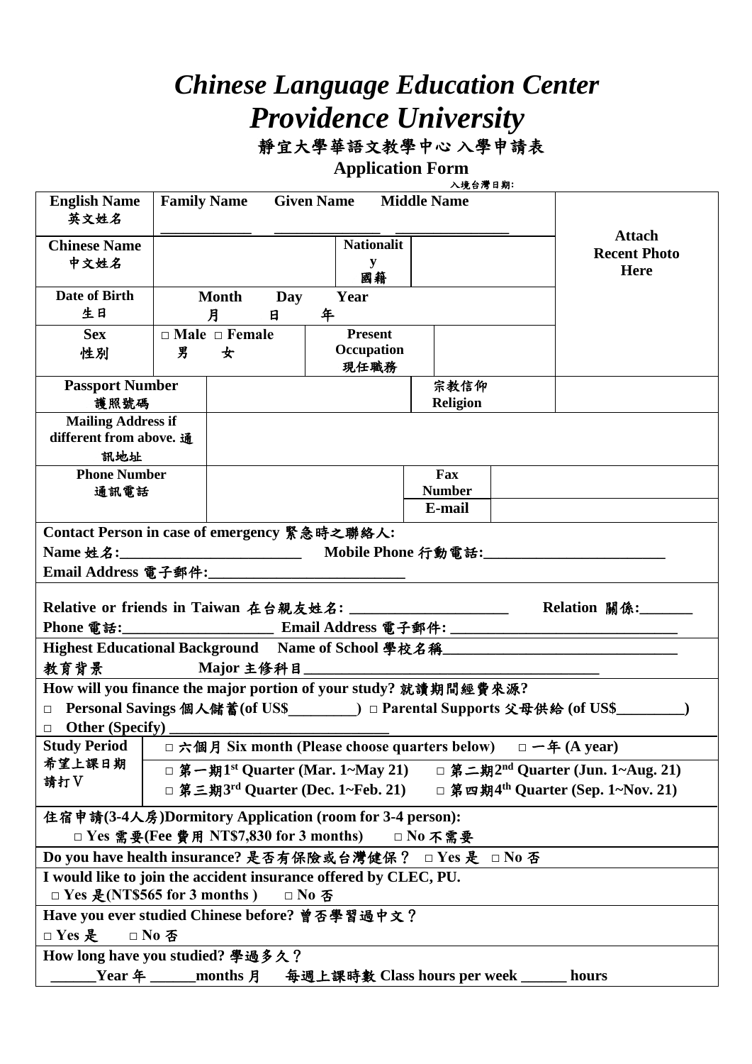# *Chinese Language Education Center*
# *Providence University*

## 靜宜大學華語文教學中心 入學申請表

## Application Form

入境台灣日期:

| English Name 英文姓名 | Family Name ____________ | Given Name ______________ | Middle Name ______________ | Attach Recent Photo Here |
|---|---|---|---|---|
| Chinese Name 中文姓名 | | Nationality 國籍 | | |
| Date of Birth 生日 | Month 月 Day 日 Year 年 | | | |
| Sex 性別 | □ Male 男 □ Female 女 | Present Occupation 現任職務 | | |
| Passport Number 護照號碼 | | 宗教信仰 Religion | | |
| Mailing Address if different from above. 通訊地址 | | | | |
| Phone Number 通訊電話 | | Fax Number | | |
| | | E-mail | | |

**Contact Person in case of emergency 緊急時之聯絡人:**

**Name 姓名:________________________ Mobile Phone 行動電話:________________________**

**Email Address 電子郵件:__________________________**

**Relative or friends in Taiwan 在台親友姓名: ____________________ Relation 關係:_______**

**Phone 電話:____________________ Email Address 電子郵件: ______________________________**

**Highest Educational Background 教育背景 Name of School 學校名稱_______________________________**

**Major 主修科目________________________________________**

**How will you finance the major portion of your study? 就讀期間經費來源?**

□ **Personal Savings 個人儲蓄(of US$_________)** □ **Parental Supports 父母供給 (of US$_________)**

□ **Other (Specify) ____________________________**

| Study Period 希望上課日期 請打V | □ 六個月 Six month (Please choose quarters below) □ 一年 (A year) |
|---|---|
| | □ 第一期1st Quarter (Mar. 1~May 21) □ 第二期2nd Quarter (Jun. 1~Aug. 21) |
| | □ 第三期3rd Quarter (Dec. 1~Feb. 21) □ 第四期4th Quarter (Sep. 1~Nov. 21) |

**住宿申請(3-4人房)Dormitory Application (room for 3-4 person):**

□ **Yes 需要(Fee 費用 NT$7,830 for 3 months)** □ **No 不需要**

**Do you have health insurance? 是否有保險或台灣健保?** □ **Yes 是** □ **No 否**

**I would like to join the accident insurance offered by CLEC, PU.**

□ **Yes 是(NT$565 for 3 months )** □ **No 否**

**Have you ever studied Chinese before? 曾否學習過中文?**

□ **Yes 是** □ **No 否**

**How long have you studied? 學過多久?**

**______Year 年 ______months 月 每週上課時數 Class hours per week ______ hours**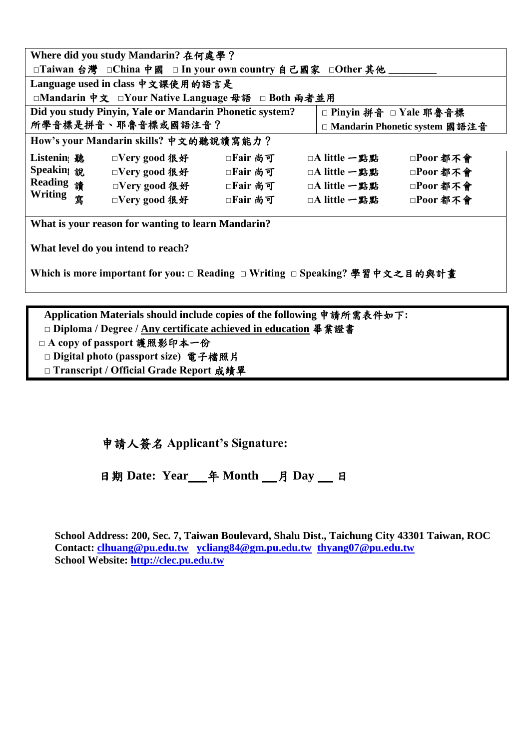**Where did you study Mandarin? 在何處學？**

□Taiwan 台灣 □China 中國 □ In your own country 自己國家 □Other 其他 ________

**Language used in class 中文課使用的語言是**

□Mandarin 中文 □Your Native Language 母語 □ Both 兩者並用

| | |
|---|---|
| **Did you study Pinyin, Yale or Mandarin Phonetic system? 所學音標是拼音、耶魯音標或國語注音？** | □ Pinyin 拼音 □ Yale 耶魯音標<br>□ Mandarin Phonetic system 國語注音 |

**How's your Mandarin skills? 中文的聽說讀寫能力？**

| | | | | |
|---|---|---|---|---|
| Listening 聽 | □Very good 很好 | □Fair 尚可 | □A little 一點點 | □Poor 都不會 |
| Speaking 說 | □Very good 很好 | □Fair 尚可 | □A little 一點點 | □Poor 都不會 |
| Reading 讀 | □Very good 很好 | □Fair 尚可 | □A little 一點點 | □Poor 都不會 |
| Writing 寫 | □Very good 很好 | □Fair 尚可 | □A little 一點點 | □Poor 都不會 |

**What is your reason for wanting to learn Mandarin?**

**What level do you intend to reach?**

**Which is more important for you: □ Reading □ Writing □ Speaking? 學習中文之目的與計畫**

**Application Materials should include copies of the following 申請所需表件如下:**

- □ Diploma / Degree / Any certificate achieved in education 畢業證書
- □ A copy of passport 護照影印本一份
- □ Digital photo (passport size) 電子檔照片
- □ Transcript / Official Grade Report 成績單

**申請人簽名 Applicant's Signature:**

**日期 Date: Year___年 Month ___月 Day ___ 日**

**School Address: 200, Sec. 7, Taiwan Boulevard, Shalu Dist., Taichung City 43301 Taiwan, ROC**
**Contact: clhuang@pu.edu.tw ycliang84@gm.pu.edu.tw thyang07@pu.edu.tw**
**School Website: http://clec.pu.edu.tw**